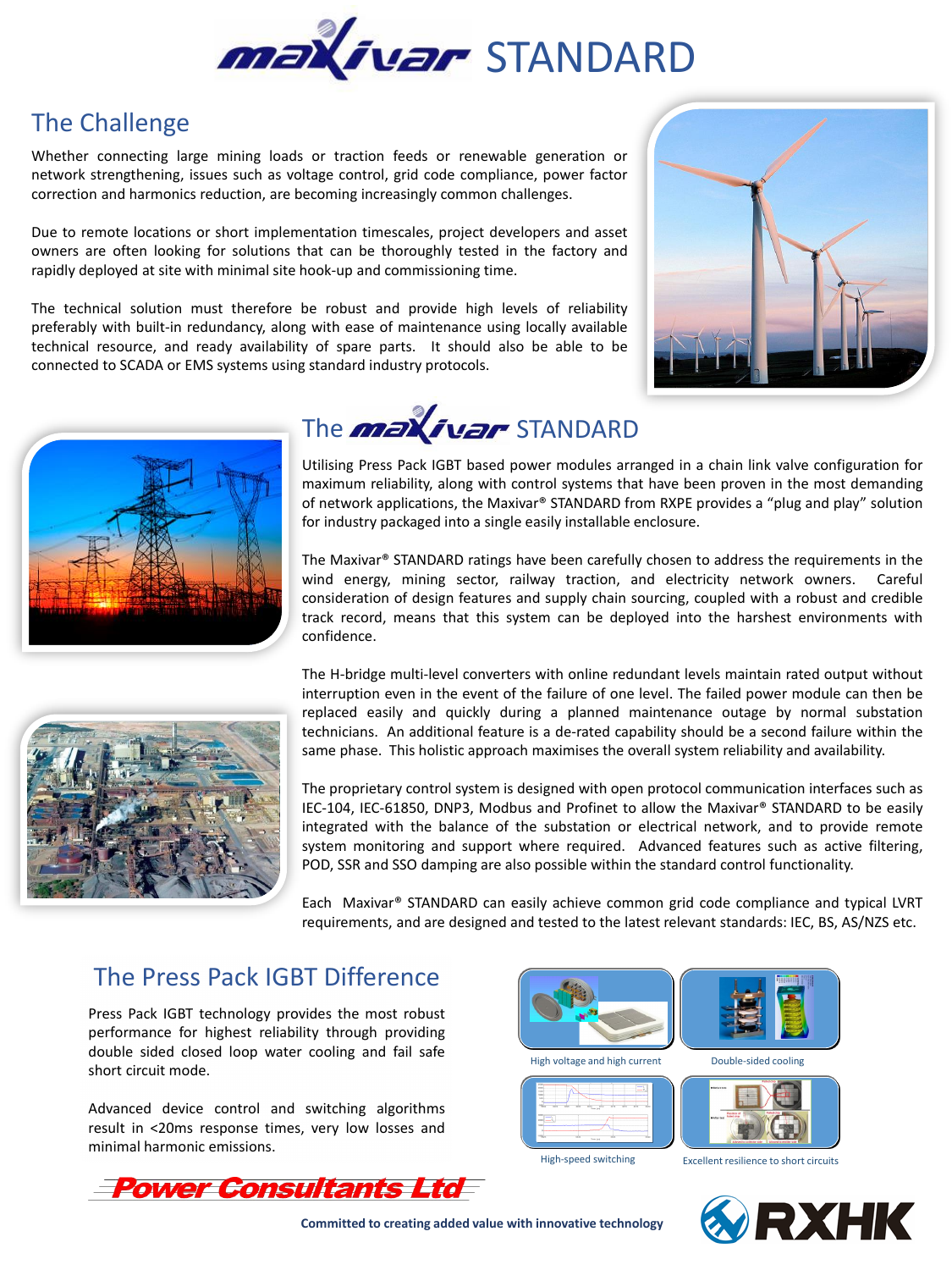# maxivar STANDARD

## The Challenge

Whether connecting large mining loads or traction feeds or renewable generation or network strengthening, issues such as voltage control, grid code compliance, power factor correction and harmonics reduction, are becoming increasingly common challenges.

Due to remote locations or short implementation timescales, project developers and asset owners are often looking for solutions that can be thoroughly tested in the factory and rapidly deployed at site with minimal site hook-up and commissioning time.

The technical solution must therefore be robust and provide high levels of reliability preferably with built-in redundancy, along with ease of maintenance using locally available technical resource, and ready availability of spare parts. It should also be able to be connected to SCADA or EMS systems using standard industry protocols.

## The maxivar STANDARD

Utilising Press Pack IGBT based power modules arranged in a chain link valve configuration for maximum reliability, along with control systems that have been proven in the most demanding of network applications, the Maxivar® STANDARD from RXPE provides a “plug and play” solution for industry packaged into a single easily installable enclosure.

The Maxivar® STANDARD ratings have been carefully chosen to address the requirements in the wind energy, mining sector, railway traction, and electricity network owners. Careful consideration of design features and supply chain sourcing, coupled with a robust and credible track record, means that this system can be deployed into the harshest environments with confidence.

The H-bridge multi-level converters with online redundant levels maintain rated output without interruption even in the event of the failure of one level. The failed power module can then be replaced easily and quickly during a planned maintenance outage by normal substation technicians. An additional feature is a de-rated capability should be a second failure within the same phase. This holistic approach maximises the overall system reliability and availability.

The proprietary control system is designed with open protocol communication interfaces such as IEC-104, IEC-61850, DNP3, Modbus and Profinet to allow the Maxivar® STANDARD to be easily integrated with the balance of the substation or electrical network, and to provide remote system monitoring and support where required. Advanced features such as active filtering, POD, SSR and SSO damping are also possible within the standard control functionality.

Each Maxivar® STANDARD can easily achieve common grid code compliance and typical LVRT requirements, and are designed and tested to the latest relevant standards: IEC, BS, AS/NZS etc.

## The Press Pack IGBT Difference

Press Pack IGBT technology provides the most robust performance for highest reliability through providing double sided closed loop water cooling and fail safe short circuit mode.

Advanced device control and switching algorithms result in <20ms response times, very low losses and minimal harmonic emissions.

High voltage and high current

Double-sided cooling

High-speed switching

Excellent resilience to short circuits

Power Consultants Ltd

Committed to creating added value with innovative technology

RXHK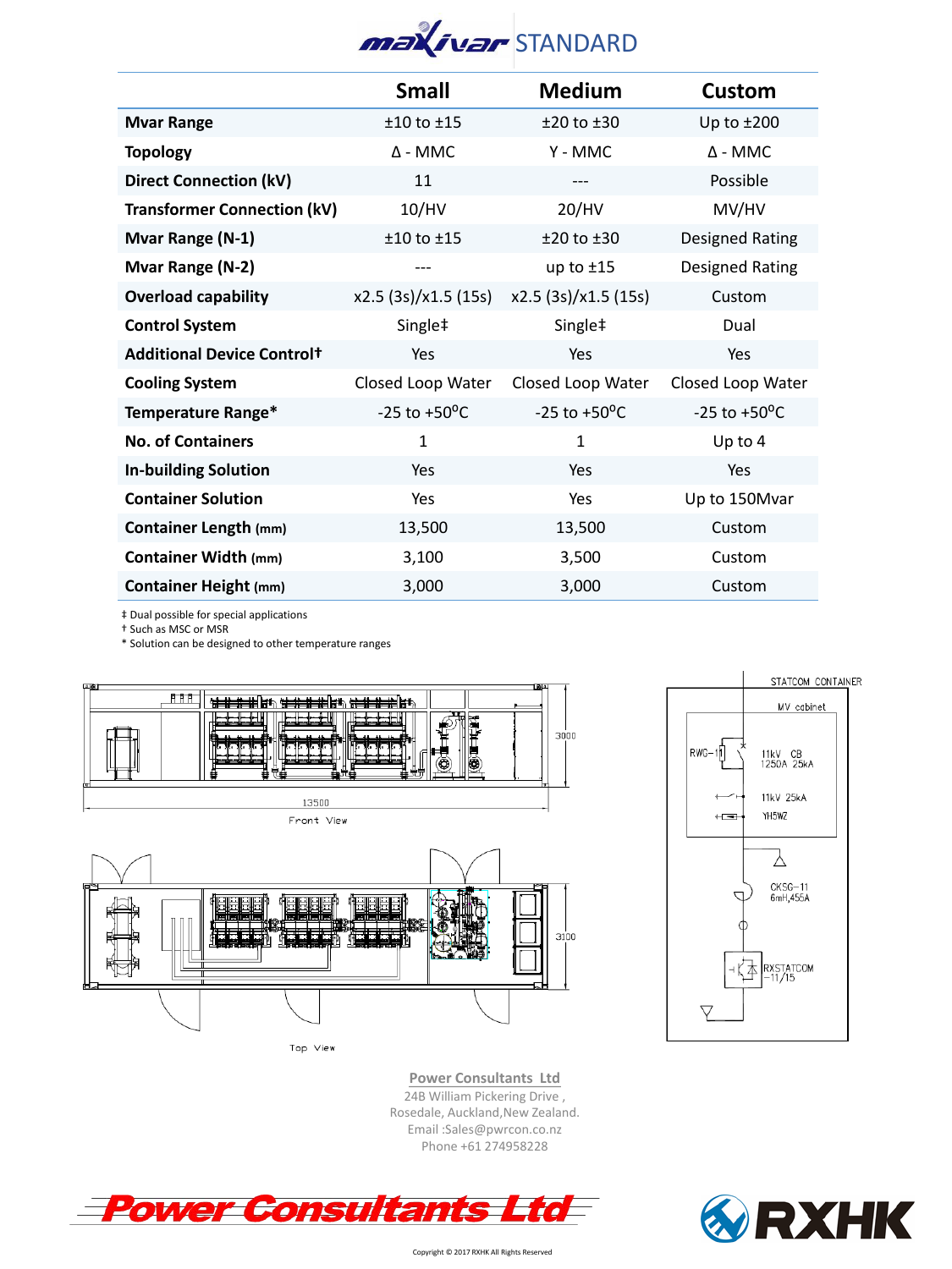# maxivar STANDARD

| | Small | Medium | Custom |
|---|---|---|---|
| **Mvar Range** | ±10 to ±15 | ±20 to ±30 | Up to ±200 |
| **Topology** | Δ - MMC | Y - MMC | Δ - MMC |
| **Direct Connection (kV)** | 11 | --- | Possible |
| **Transformer Connection (kV)** | 10/HV | 20/HV | MV/HV |
| **Mvar Range (N-1)** | ±10 to ±15 | ±20 to ±30 | Designed Rating |
| **Mvar Range (N-2)** | --- | up to ±15 | Designed Rating |
| **Overload capability** | x2.5 (3s)/x1.5 (15s) | x2.5 (3s)/x1.5 (15s) | Custom |
| **Control System** | Single‡ | Single‡ | Dual |
| **Additional Device Control†** | Yes | Yes | Yes |
| **Cooling System** | Closed Loop Water | Closed Loop Water | Closed Loop Water |
| **Temperature Range*** | -25 to +50°C | -25 to +50°C | -25 to +50°C |
| **No. of Containers** | 1 | 1 | Up to 4 |
| **In-building Solution** | Yes | Yes | Yes |
| **Container Solution** | Yes | Yes | Up to 150Mvar |
| **Container Length (mm)** | 13,500 | 13,500 | Custom |
| **Container Width (mm)** | 3,100 | 3,500 | Custom |
| **Container Height (mm)** | 3,000 | 3,000 | Custom |

‡ Dual possible for special applications
† Such as MSC or MSR
* Solution can be designed to other temperature ranges

3000
13500
Front View

3100
Top View

STATCOM CONTAINER
MV cabinet
RWG-11
11kV CB
1250A 25kA
11kV 25kA
YH5WZ
CKSG-11
6mH,455A
RXSTATCOM
-11/15

**Power Consultants Ltd**
24B William Pickering Drive ,
Rosedale, Auckland,New Zealand.
Email :Sales@pwrcon.co.nz
Phone +61 274958228

Power Consultants Ltd

RXHK

Copyright © 2017 RXHK All Rights Reserved